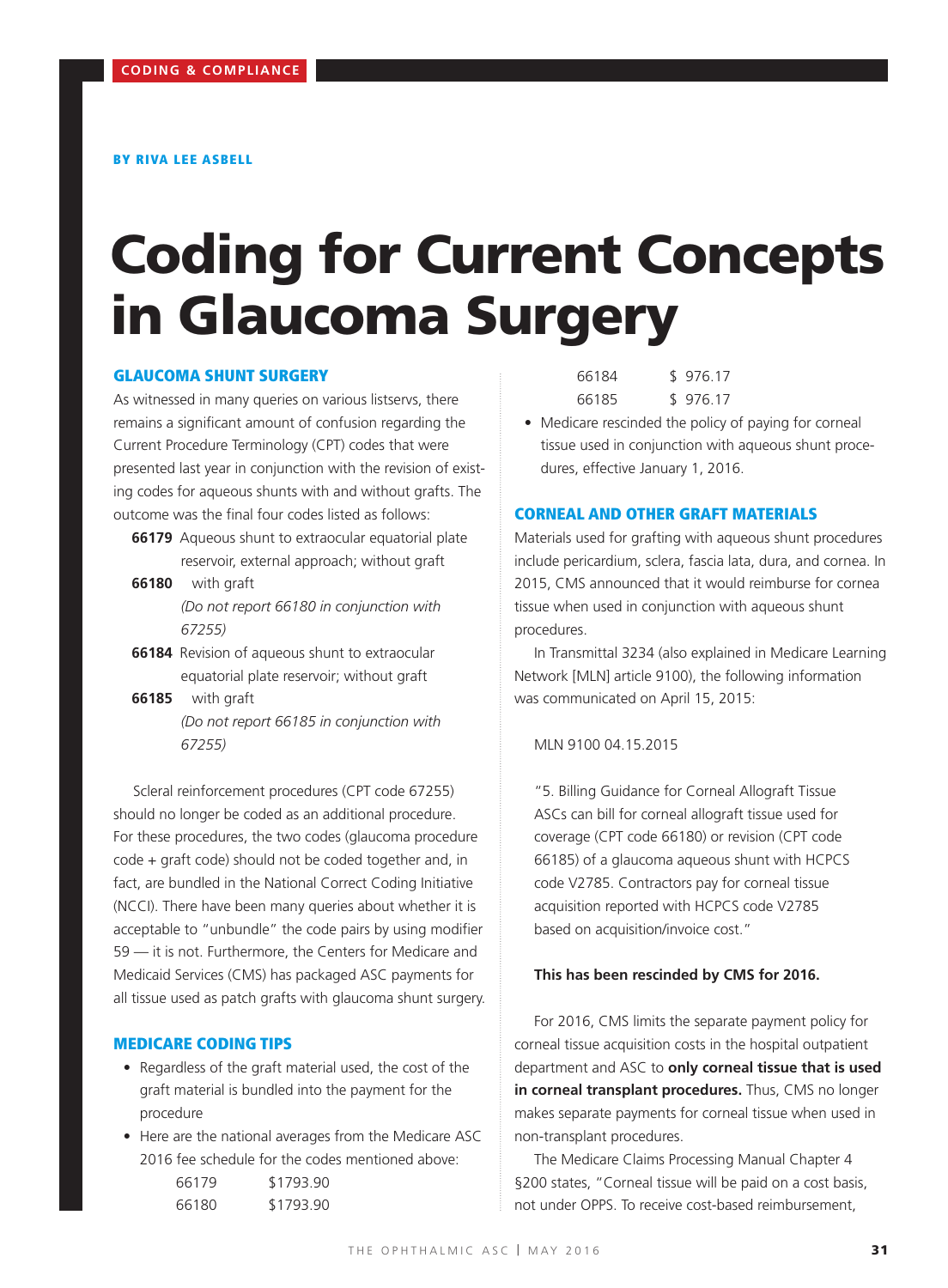CODING & COMPLIANCE

BY RIVA LEE ASBELL

# Coding for Current Concepts in Glaucoma Surgery

## GLAUCOMA SHUNT SURGERY

As witnessed in many queries on various listservs, there remains a significant amount of confusion regarding the Current Procedure Terminology (CPT) codes that were presented last year in conjunction with the revision of existing codes for aqueous shunts with and without grafts. The outcome was the final four codes listed as follows:

**66179** Aqueous shunt to extraocular equatorial plate reservoir, external approach; without graft

**66180** with graft

*(Do not report 66180 in conjunction with 67255)*

**66184** Revision of aqueous shunt to extraocular equatorial plate reservoir; without graft

**66185** with graft

*(Do not report 66185 in conjunction with 67255)*

Scleral reinforcement procedures (CPT code 67255) should no longer be coded as an additional procedure. For these procedures, the two codes (glaucoma procedure code + graft code) should not be coded together and, in fact, are bundled in the National Correct Coding Initiative (NCCI). There have been many queries about whether it is acceptable to "unbundle" the code pairs by using modifier 59 — it is not. Furthermore, the Centers for Medicare and Medicaid Services (CMS) has packaged ASC payments for all tissue used as patch grafts with glaucoma shunt surgery.

## MEDICARE CODING TIPS

- Regardless of the graft material used, the cost of the graft material is bundled into the payment for the procedure
- Here are the national averages from the Medicare ASC 2016 fee schedule for the codes mentioned above:

| | |
|---|---|
| 66179 | $1793.90 |
| 66180 | $1793.90 |
| 66184 | $ 976.17 |
| 66185 | $ 976.17 |

- Medicare rescinded the policy of paying for corneal tissue used in conjunction with aqueous shunt procedures, effective January 1, 2016.

## CORNEAL AND OTHER GRAFT MATERIALS

Materials used for grafting with aqueous shunt procedures include pericardium, sclera, fascia lata, dura, and cornea. In 2015, CMS announced that it would reimburse for cornea tissue when used in conjunction with aqueous shunt procedures.

In Transmittal 3234 (also explained in Medicare Learning Network [MLN] article 9100), the following information was communicated on April 15, 2015:

MLN 9100 04.15.2015

"5. Billing Guidance for Corneal Allograft Tissue
ASCs can bill for corneal allograft tissue used for coverage (CPT code 66180) or revision (CPT code 66185) of a glaucoma aqueous shunt with HCPCS code V2785. Contractors pay for corneal tissue acquisition reported with HCPCS code V2785 based on acquisition/invoice cost."

**This has been rescinded by CMS for 2016.**

For 2016, CMS limits the separate payment policy for corneal tissue acquisition costs in the hospital outpatient department and ASC to **only corneal tissue that is used in corneal transplant procedures.** Thus, CMS no longer makes separate payments for corneal tissue when used in non-transplant procedures.

The Medicare Claims Processing Manual Chapter 4 §200 states, "Corneal tissue will be paid on a cost basis, not under OPPS. To receive cost-based reimbursement,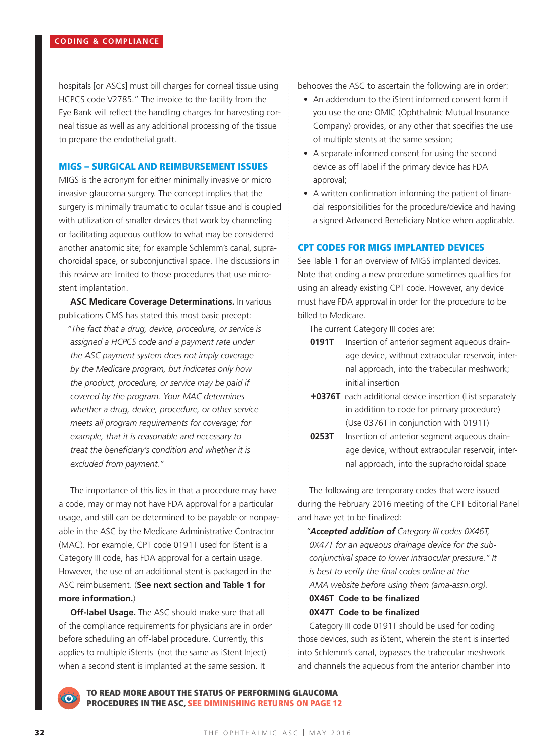hospitals [or ASCs] must bill charges for corneal tissue using HCPCS code V2785." The invoice to the facility from the Eye Bank will reflect the handling charges for harvesting corneal tissue as well as any additional processing of the tissue to prepare the endothelial graft.

## MIGS – SURGICAL AND REIMBURSEMENT ISSUES

MIGS is the acronym for either minimally invasive or micro invasive glaucoma surgery. The concept implies that the surgery is minimally traumatic to ocular tissue and is coupled with utilization of smaller devices that work by channeling or facilitating aqueous outflow to what may be considered another anatomic site; for example Schlemm's canal, suprachoroidal space, or subconjunctival space. The discussions in this review are limited to those procedures that use micro-stent implantation.

**ASC Medicare Coverage Determinations.** In various publications CMS has stated this most basic precept:

*"The fact that a drug, device, procedure, or service is assigned a HCPCS code and a payment rate under the ASC payment system does not imply coverage by the Medicare program, but indicates only how the product, procedure, or service may be paid if covered by the program. Your MAC determines whether a drug, device, procedure, or other service meets all program requirements for coverage; for example, that it is reasonable and necessary to treat the beneficiary's condition and whether it is excluded from payment."*

The importance of this lies in that a procedure may have a code, may or may not have FDA approval for a particular usage, and still can be determined to be payable or nonpayable in the ASC by the Medicare Administrative Contractor (MAC). For example, CPT code 0191T used for iStent is a Category III code, has FDA approval for a certain usage. However, the use of an additional stent is packaged in the ASC reimbursement. (**See next section and Table 1 for more information.**)

**Off-label Usage.** The ASC should make sure that all of the compliance requirements for physicians are in order before scheduling an off-label procedure. Currently, this applies to multiple iStents (not the same as iStent Inject) when a second stent is implanted at the same session. It behooves the ASC to ascertain the following are in order:

- An addendum to the iStent informed consent form if you use the one OMIC (Ophthalmic Mutual Insurance Company) provides, or any other that specifies the use of multiple stents at the same session;
- A separate informed consent for using the second device as off label if the primary device has FDA approval;
- A written confirmation informing the patient of financial responsibilities for the procedure/device and having a signed Advanced Beneficiary Notice when applicable.

## CPT CODES FOR MIGS IMPLANTED DEVICES

See Table 1 for an overview of MIGS implanted devices. Note that coding a new procedure sometimes qualifies for using an already existing CPT code. However, any device must have FDA approval in order for the procedure to be billed to Medicare.

The current Category III codes are:

**0191T** Insertion of anterior segment aqueous drainage device, without extraocular reservoir, internal approach, into the trabecular meshwork; initial insertion

**+0376T** each additional device insertion (List separately in addition to code for primary procedure) (Use 0376T in conjunction with 0191T)

**0253T** Insertion of anterior segment aqueous drainage device, without extraocular reservoir, internal approach, into the suprachoroidal space

The following are temporary codes that were issued during the February 2016 meeting of the CPT Editorial Panel and have yet to be finalized:

*"**Accepted addition of** Category III codes 0X46T, 0X47T for an aqueous drainage device for the subconjunctival space to lower intraocular pressure." It is best to verify the final codes online at the AMA website before using them (ama-assn.org).*

**0X46T Code to be finalized**

**0X47T Code to be finalized**

Category III code 0191T should be used for coding those devices, such as iStent, wherein the stent is inserted into Schlemm's canal, bypasses the trabecular meshwork and channels the aqueous from the anterior chamber into

**TO READ MORE ABOUT THE STATUS OF PERFORMING GLAUCOMA PROCEDURES IN THE ASC, SEE DIMINISHING RETURNS ON PAGE 12**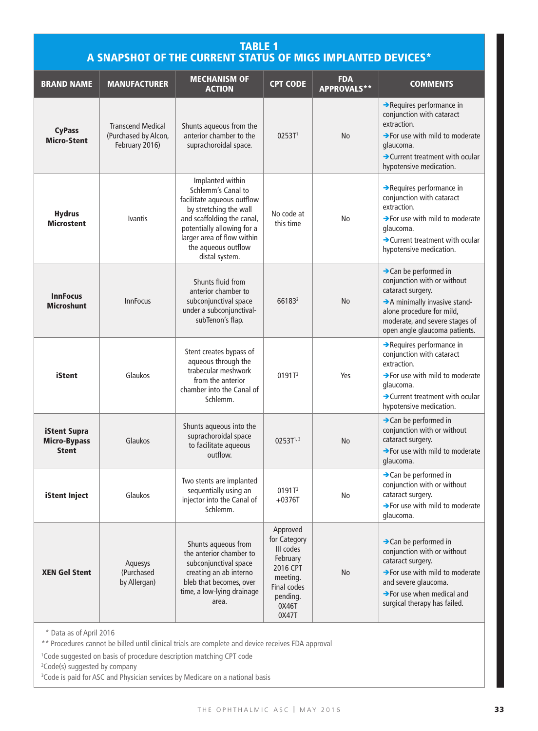## TABLE 1
## A SNAPSHOT OF THE CURRENT STATUS OF MIGS IMPLANTED DEVICES*

| BRAND NAME | MANUFACTURER | MECHANISM OF ACTION | CPT CODE | FDA APPROVALS** | COMMENTS |
|---|---|---|---|---|---|
| **CyPass Micro-Stent** | Transcend Medical (Purchased by Alcon, February 2016) | Shunts aqueous from the anterior chamber to the suprachoroidal space. | 0253T[1] | No | ➔Requires performance in conjunction with cataract extraction. ➔For use with mild to moderate glaucoma. ➔Current treatment with ocular hypotensive medication. |
| **Hydrus Microstent** | Ivantis | Implanted within Schlemm's Canal to facilitate aqueous outflow by stretching the wall and scaffolding the canal, potentially allowing for a larger area of flow within the aqueous outflow distal system. | No code at this time | No | ➔Requires performance in conjunction with cataract extraction. ➔For use with mild to moderate glaucoma. ➔Current treatment with ocular hypotensive medication. |
| **InnFocus Microshunt** | InnFocus | Shunts fluid from anterior chamber to subconjunctival space under a subconjunctival-subTenon's flap. | 66183[2] | No | ➔Can be performed in conjunction with or without cataract surgery. ➔A minimally invasive stand-alone procedure for mild, moderate, and severe stages of open angle glaucoma patients. |
| **iStent** | Glaukos | Stent creates bypass of aqueous through the trabecular meshwork from the anterior chamber into the Canal of Schlemm. | 0191T[3] | Yes | ➔Requires performance in conjunction with cataract extraction. ➔For use with mild to moderate glaucoma. ➔Current treatment with ocular hypotensive medication. |
| **iStent Supra Micro-Bypass Stent** | Glaukos | Shunts aqueous into the suprachoroidal space to facilitate aqueous outflow. | 0253T[1,3] | No | ➔Can be performed in conjunction with or without cataract surgery. ➔For use with mild to moderate glaucoma. |
| **iStent Inject** | Glaukos | Two stents are implanted sequentially using an injector into the Canal of Schlemm. | 0191T[3] +0376T | No | ➔Can be performed in conjunction with or without cataract surgery. ➔For use with mild to moderate glaucoma. |
| **XEN Gel Stent** | Aquesys (Purchased by Allergan) | Shunts aqueous from the anterior chamber to subconjunctival space creating an ab interno bleb that becomes, over time, a low-lying drainage area. | Approved for Category III codes February 2016 CPT meeting. Final codes pending. 0X46T 0X47T | No | ➔Can be performed in conjunction with or without cataract surgery. ➔For use with mild to moderate and severe glaucoma. ➔For use when medical and surgical therapy has failed. |

\* Data as of April 2016

** Procedures cannot be billed until clinical trials are complete and device receives FDA approval

[1]Code suggested on basis of procedure description matching CPT code

[2]Code(s) suggested by company

[3]Code is paid for ASC and Physician services by Medicare on a national basis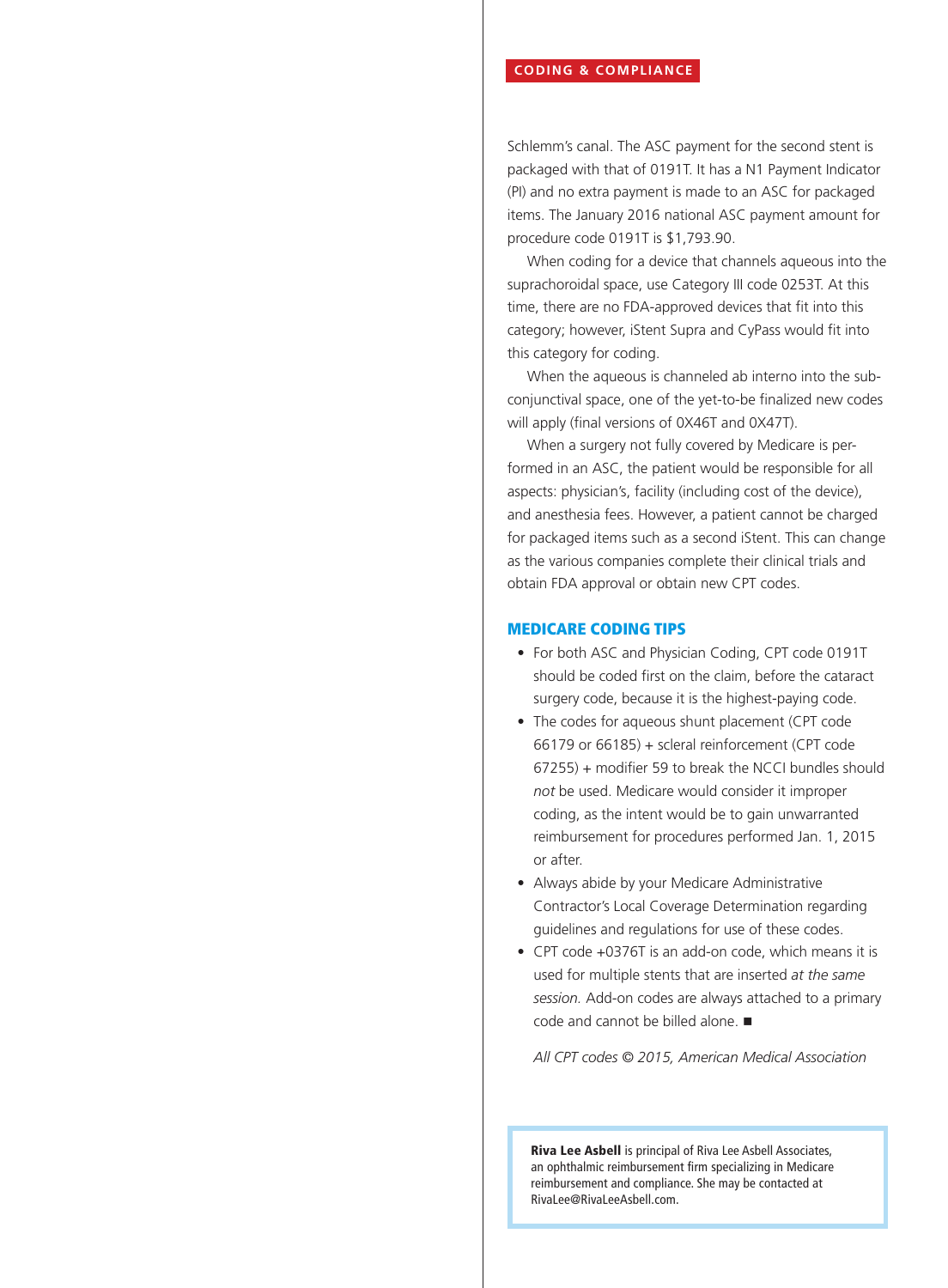Schlemm's canal. The ASC payment for the second stent is packaged with that of 0191T. It has a N1 Payment Indicator (PI) and no extra payment is made to an ASC for packaged items. The January 2016 national ASC payment amount for procedure code 0191T is $1,793.90.

When coding for a device that channels aqueous into the suprachoroidal space, use Category III code 0253T. At this time, there are no FDA-approved devices that fit into this category; however, iStent Supra and CyPass would fit into this category for coding.

When the aqueous is channeled ab interno into the subconjunctival space, one of the yet-to-be finalized new codes will apply (final versions of 0X46T and 0X47T).

When a surgery not fully covered by Medicare is performed in an ASC, the patient would be responsible for all aspects: physician's, facility (including cost of the device), and anesthesia fees. However, a patient cannot be charged for packaged items such as a second iStent. This can change as the various companies complete their clinical trials and obtain FDA approval or obtain new CPT codes.

### MEDICARE CODING TIPS

- For both ASC and Physician Coding, CPT code 0191T should be coded first on the claim, before the cataract surgery code, because it is the highest-paying code.
- The codes for aqueous shunt placement (CPT code 66179 or 66185) + scleral reinforcement (CPT code 67255) + modifier 59 to break the NCCI bundles should *not* be used. Medicare would consider it improper coding, as the intent would be to gain unwarranted reimbursement for procedures performed Jan. 1, 2015 or after.
- Always abide by your Medicare Administrative Contractor's Local Coverage Determination regarding guidelines and regulations for use of these codes.
- CPT code +0376T is an add-on code, which means it is used for multiple stents that are inserted *at the same session.* Add-on codes are always attached to a primary code and cannot be billed alone. ■

*All CPT codes © 2015, American Medical Association*

**Riva Lee Asbell** is principal of Riva Lee Asbell Associates, an ophthalmic reimbursement firm specializing in Medicare reimbursement and compliance. She may be contacted at RivaLee@RivaLeeAsbell.com.